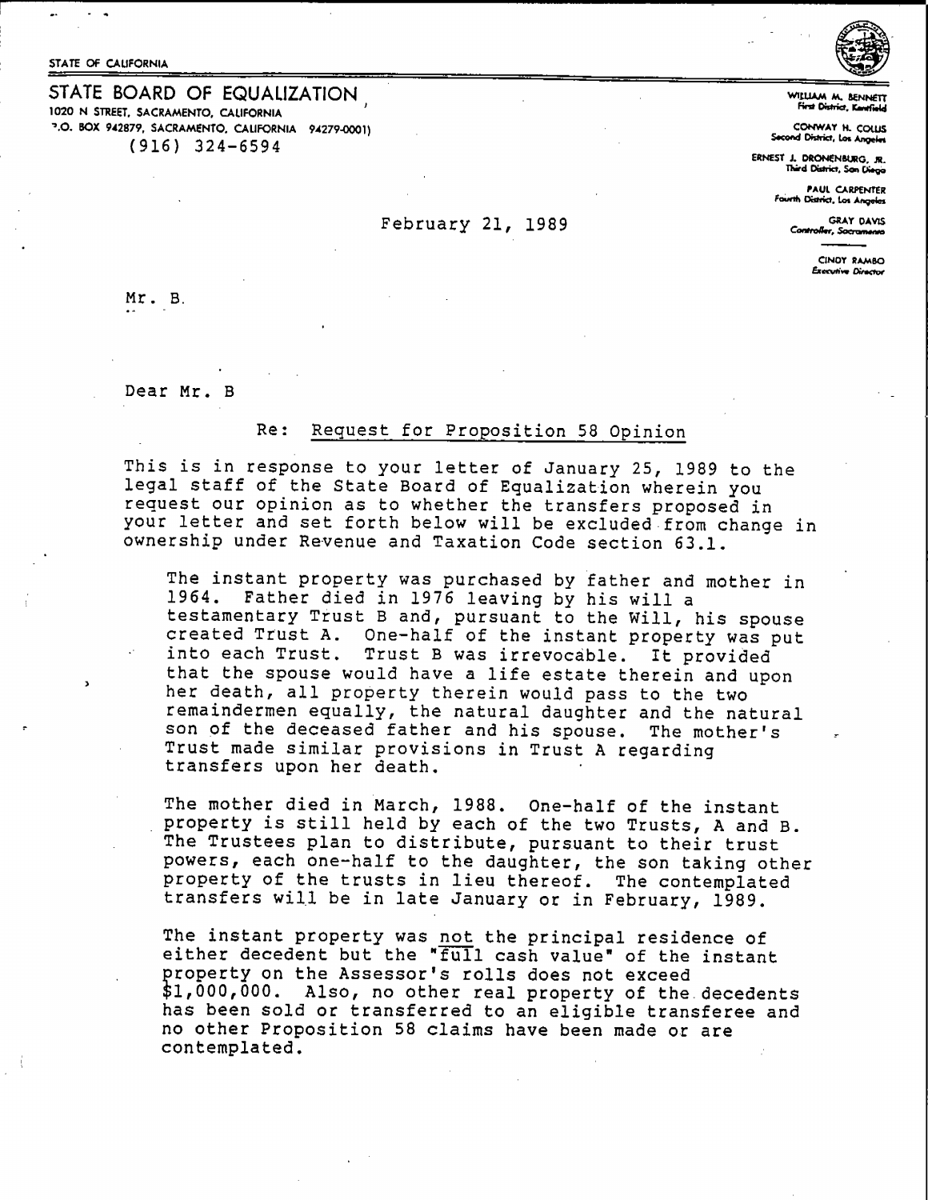STATE OF CALIFORNIA

STATE BOARD OF EQUALIZATION

1020 N STREET, SACRAMENTO, CALIFORNIA
P.O. BOX 942879, SACRAMENTO, CALIFORNIA 94279-0001)
(916) 324-6594

WILLIAM M. BENNETT
First District, Kentfield

CONWAY H. COLLIS
Second District, Los Angeles

ERNEST J. DRONENBURG, JR.
Third District, San Diego

PAUL CARPENTER
Fourth District, Los Angeles

GRAY DAVIS
Controller, Sacramento

CINDY RAMBO
Executive Director

February 21, 1989

Mr. B.

Dear Mr. B

Re: Request for Proposition 58 Opinion

This is in response to your letter of January 25, 1989 to the legal staff of the State Board of Equalization wherein you request our opinion as to whether the transfers proposed in your letter and set forth below will be excluded from change in ownership under Revenue and Taxation Code section 63.1.

> The instant property was purchased by father and mother in 1964. Father died in 1976 leaving by his will a testamentary Trust B and, pursuant to the Will, his spouse created Trust A. One-half of the instant property was put into each Trust. Trust B was irrevocable. It provided that the spouse would have a life estate therein and upon her death, all property therein would pass to the two remaindermen equally, the natural daughter and the natural son of the deceased father and his spouse. The mother's Trust made similar provisions in Trust A regarding transfers upon her death.
>
> The mother died in March, 1988. One-half of the instant property is still held by each of the two Trusts, A and B. The Trustees plan to distribute, pursuant to their trust powers, each one-half to the daughter, the son taking other property of the trusts in lieu thereof. The contemplated transfers will be in late January or in February, 1989.
>
> The instant property was not the principal residence of either decedent but the "full cash value" of the instant property on the Assessor's rolls does not exceed $1,000,000. Also, no other real property of the decedents has been sold or transferred to an eligible transferee and no other Proposition 58 claims have been made or are contemplated.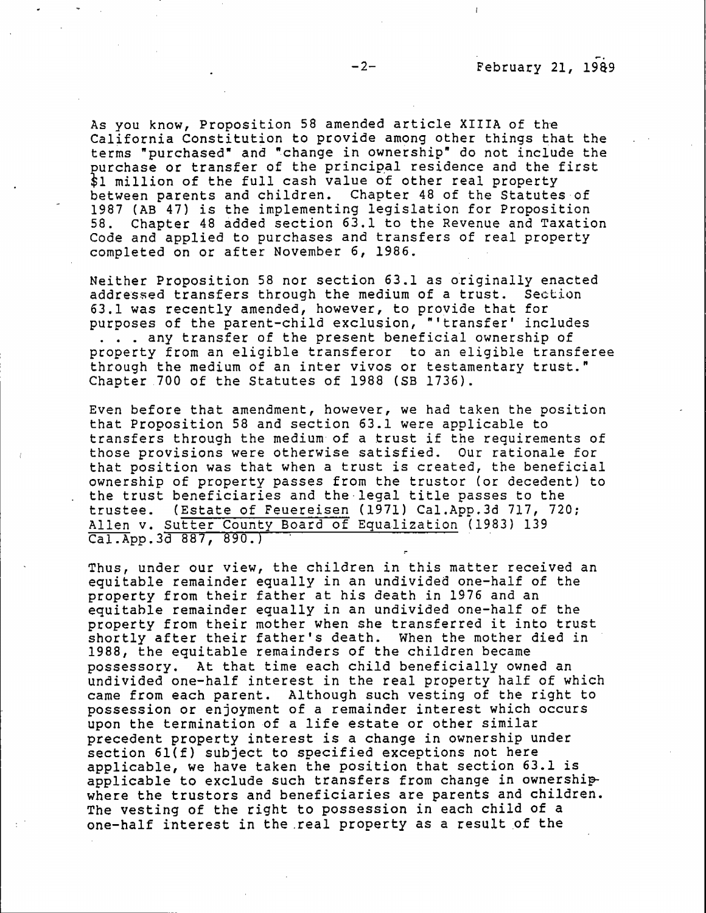As you know, Proposition 58 amended article XIIIA of the California Constitution to provide among other things that the terms "purchased" and "change in ownership" do not include the purchase or transfer of the principal residence and the first $1 million of the full cash value of other real property between parents and children. Chapter 48 of the Statutes of 1987 (AB 47) is the implementing legislation for Proposition 58. Chapter 48 added section 63.1 to the Revenue and Taxation Code and applied to purchases and transfers of real property completed on or after November 6, 1986.

Neither Proposition 58 nor section 63.1 as originally enacted addressed transfers through the medium of a trust. Section 63.1 was recently amended, however, to provide that for purposes of the parent-child exclusion, "'transfer' includes . . . any transfer of the present beneficial ownership of property from an eligible transferor to an eligible transferee through the medium of an inter vivos or testamentary trust." Chapter 700 of the Statutes of 1988 (SB 1736).

Even before that amendment, however, we had taken the position that Proposition 58 and section 63.1 were applicable to transfers through the medium of a trust if the requirements of those provisions were otherwise satisfied. Our rationale for that position was that when a trust is created, the beneficial ownership of property passes from the trustor (or decedent) to the trust beneficiaries and the legal title passes to the trustee. (Estate of Feuereisen (1971) Cal.App.3d 717, 720; Allen v. Sutter County Board of Equalization (1983) 139 Cal.App.3d 887, 890.)

Thus, under our view, the children in this matter received an equitable remainder equally in an undivided one-half of the property from their father at his death in 1976 and an equitable remainder equally in an undivided one-half of the property from their mother when she transferred it into trust shortly after their father's death. When the mother died in 1988, the equitable remainders of the children became possessory. At that time each child beneficially owned an undivided one-half interest in the real property half of which came from each parent. Although such vesting of the right to possession or enjoyment of a remainder interest which occurs upon the termination of a life estate or other similar precedent property interest is a change in ownership under section 61(f) subject to specified exceptions not here applicable, we have taken the position that section 63.1 is applicable to exclude such transfers from change in ownership where the trustors and beneficiaries are parents and children. The vesting of the right to possession in each child of a one-half interest in the real property as a result of the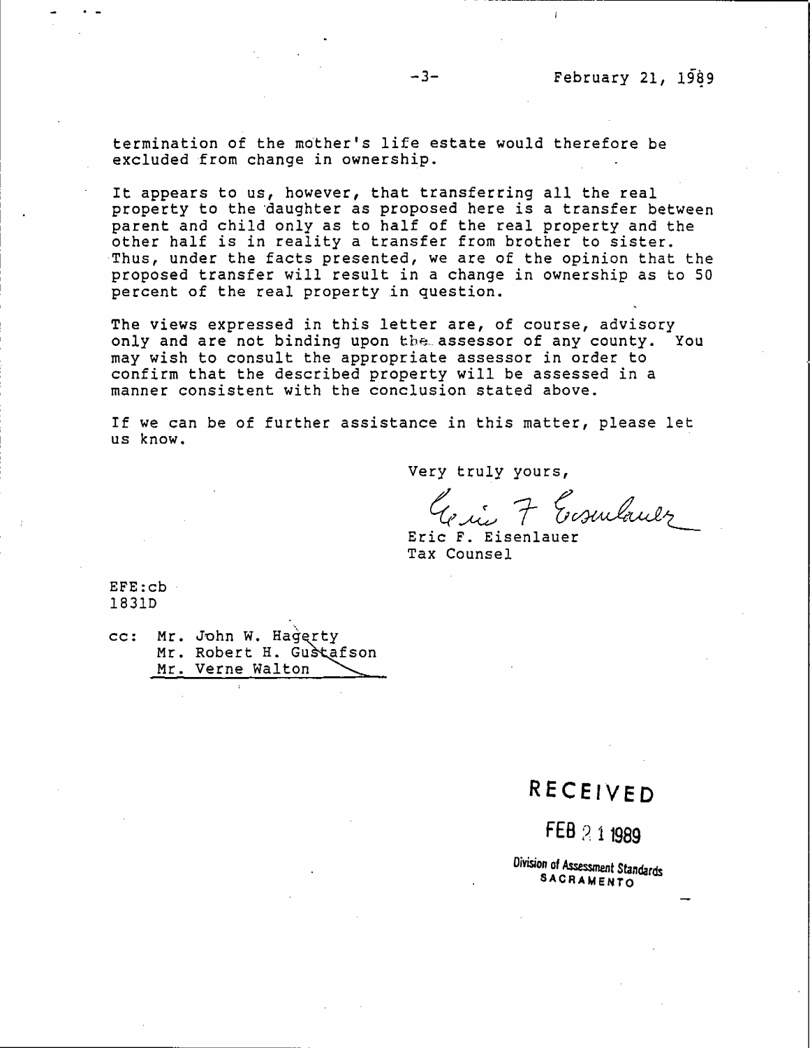termination of the mother's life estate would therefore be excluded from change in ownership.

It appears to us, however, that transferring all the real property to the daughter as proposed here is a transfer between parent and child only as to half of the real property and the other half is in reality a transfer from brother to sister. Thus, under the facts presented, we are of the opinion that the proposed transfer will result in a change in ownership as to 50 percent of the real property in question.

The views expressed in this letter are, of course, advisory only and are not binding upon the assessor of any county. You may wish to consult the appropriate assessor in order to confirm that the described property will be assessed in a manner consistent with the conclusion stated above.

If we can be of further assistance in this matter, please let us know.

Very truly yours,

Eric F. Eisenlauer

Eric F. Eisenlauer
Tax Counsel

EFE:cb
1831D

cc: Mr. John W. Hagerty
Mr. Robert H. Gustafson
Mr. Verne Walton

RECEIVED

FEB 21 1989

Division of Assessment Standards
SACRAMENTO